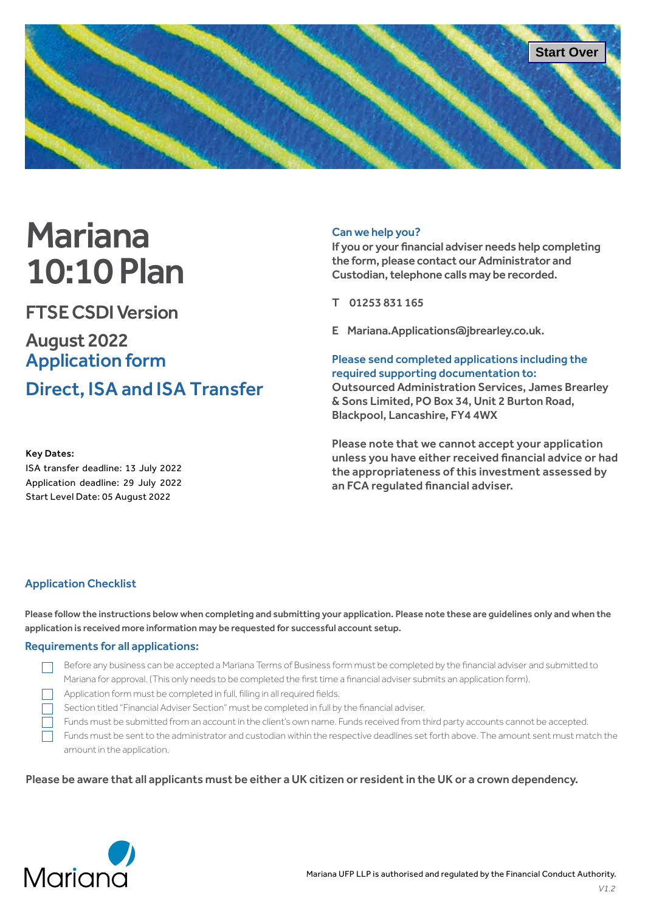Start Over

# Mariana 10:10 Plan

## FTSE CSDI Version

## August 2022
## Application form

## Direct, ISA and ISA Transfer

**Key Dates:**
ISA transfer deadline: 13 July 2022
Application deadline: 29 July 2022
Start Level Date: 05 August 2022

### Can we help you?

**If you or your financial adviser needs help completing the form, please contact our Administrator and Custodian, telephone calls may be recorded.**

**T** 01253 831 165

**E** Mariana.Applications@jbrearley.co.uk.

### Please send completed applications including the required supporting documentation to:

**Outsourced Administration Services, James Brearley & Sons Limited, PO Box 34, Unit 2 Burton Road, Blackpool, Lancashire, FY4 4WX**

**Please note that we cannot accept your application unless you have either received financial advice or had the appropriateness of this investment assessed by an FCA regulated financial adviser.**

## Application Checklist

**Please follow the instructions below when completing and submitting your application. Please note these are guidelines only and when the application is received more information may be requested for successful account setup.**

### Requirements for all applications:

- ☐ Before any business can be accepted a Mariana Terms of Business form must be completed by the financial adviser and submitted to Mariana for approval. (This only needs to be completed the first time a financial adviser submits an application form).
- ☐ Application form must be completed in full, filling in all required fields.
- ☐ Section titled "Financial Adviser Section" must be completed in full by the financial adviser.
- ☐ Funds must be submitted from an account in the client's own name. Funds received from third party accounts cannot be accepted.
- ☐ Funds must be sent to the administrator and custodian within the respective deadlines set forth above. The amount sent must match the amount in the application.

**Please be aware that all applicants must be either a UK citizen or resident in the UK or a crown dependency.**

Mariana

Mariana UFP LLP is authorised and regulated by the Financial Conduct Authority.

*V1.2*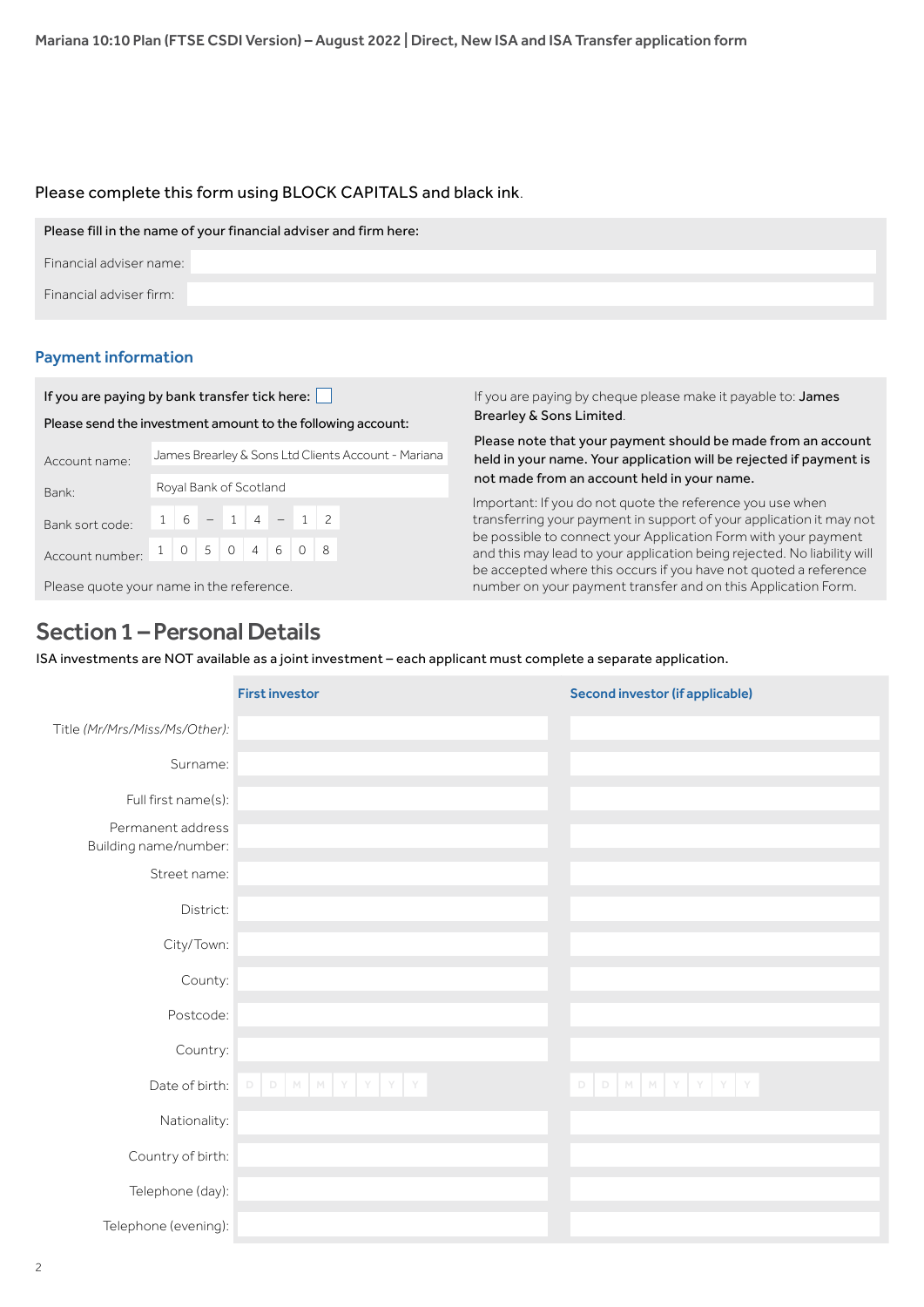Mariana 10:10 Plan (FTSE CSDI Version) – August 2022 | Direct, New ISA and ISA Transfer application form

Please complete this form using BLOCK CAPITALS and black ink.

Please fill in the name of your financial adviser and firm here:

Financial adviser name:

Financial adviser firm:

## Payment information

If you are paying by bank transfer tick here: ☐

Please send the investment amount to the following account:

| | |
|---|---|
| Account name: | James Brearley & Sons Ltd Clients Account - Mariana |
| Bank: | Royal Bank of Scotland |
| Bank sort code: | 16 – 14 – 12 |
| Account number: | 10504608 |

Please quote your name in the reference.

If you are paying by cheque please make it payable to: **James Brearley & Sons Limited**.

**Please note that your payment should be made from an account held in your name. Your application will be rejected if payment is not made from an account held in your name.**

Important: If you do not quote the reference you use when transferring your payment in support of your application it may not be possible to connect your Application Form with your payment and this may lead to your application being rejected. No liability will be accepted where this occurs if you have not quoted a reference number on your payment transfer and on this Application Form.

# Section 1 – Personal Details

ISA investments are NOT available as a joint investment – each applicant must complete a separate application.

| | First investor | Second investor (if applicable) |
|---|---|---|
| Title *(Mr/Mrs/Miss/Ms/Other)*: | | |
| Surname: | | |
| Full first name(s): | | |
| Permanent address Building name/number: | | |
| Street name: | | |
| District: | | |
| City/Town: | | |
| County: | | |
| Postcode: | | |
| Country: | | |
| Date of birth: | D D M M Y Y Y Y | D D M M Y Y Y Y |
| Nationality: | | |
| Country of birth: | | |
| Telephone (day): | | |
| Telephone (evening): | | |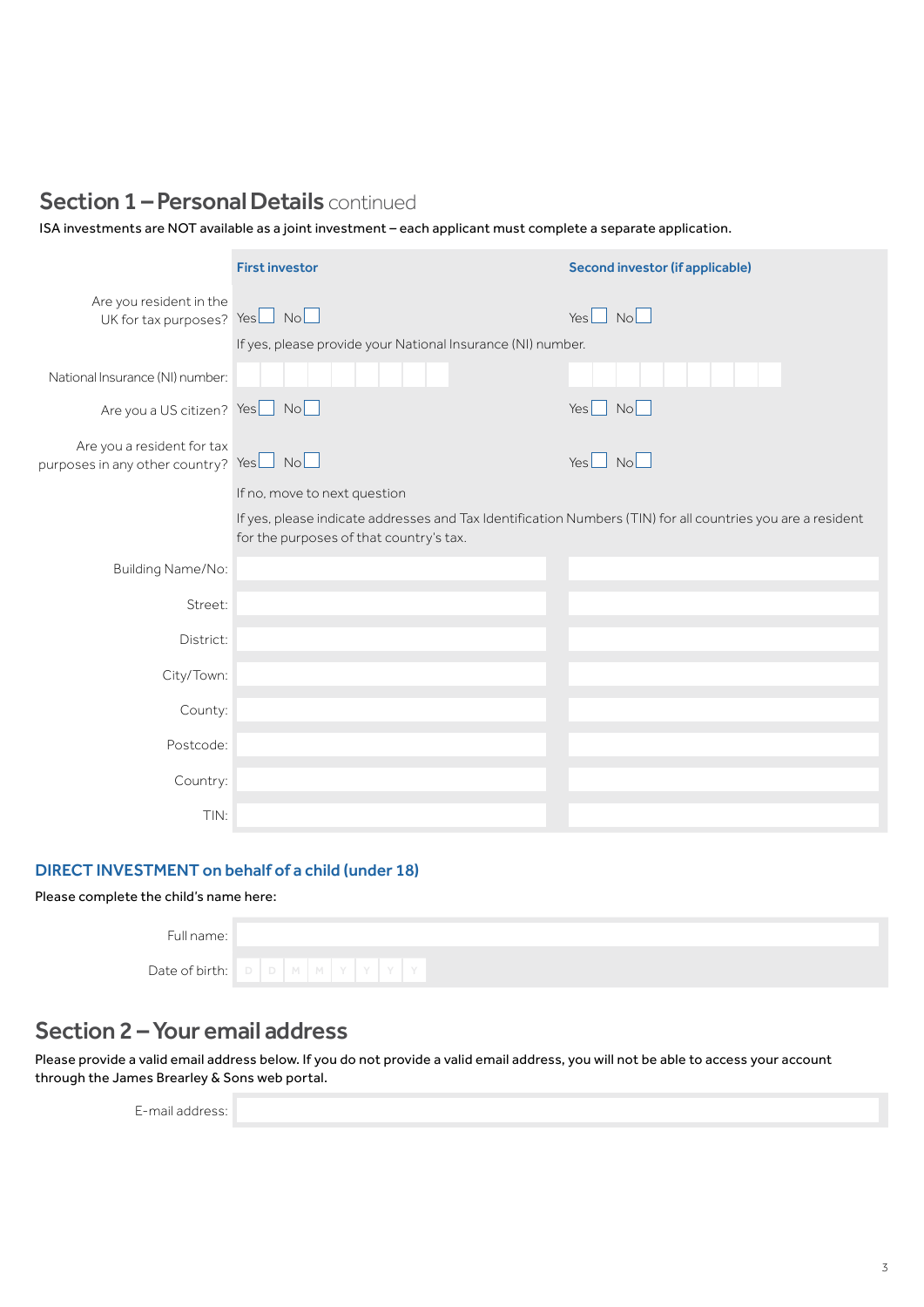## Section 1 – Personal Details continued

ISA investments are NOT available as a joint investment – each applicant must complete a separate application.

| | First investor | Second investor (if applicable) |
|---|---|---|
| Are you resident in the UK for tax purposes? | Yes ☐ No ☐ | Yes ☐ No ☐ |
| | If yes, please provide your National Insurance (NI) number. | |
| National Insurance (NI) number: | | |
| Are you a US citizen? | Yes ☐ No ☐ | Yes ☐ No ☐ |
| Are you a resident for tax purposes in any other country? | Yes ☐ No ☐ | Yes ☐ No ☐ |
| | If no, move to next question | |
| | If yes, please indicate addresses and Tax Identification Numbers (TIN) for all countries you are a resident for the purposes of that country's tax. | |
| Building Name/No: | | |
| Street: | | |
| District: | | |
| City/Town: | | |
| County: | | |
| Postcode: | | |
| Country: | | |
| TIN: | | |

### DIRECT INVESTMENT on behalf of a child (under 18)

Please complete the child's name here:

Full name:

Date of birth: D D M M Y Y Y Y

## Section 2 – Your email address

Please provide a valid email address below. If you do not provide a valid email address, you will not be able to access your account through the James Brearley & Sons web portal.

E-mail address: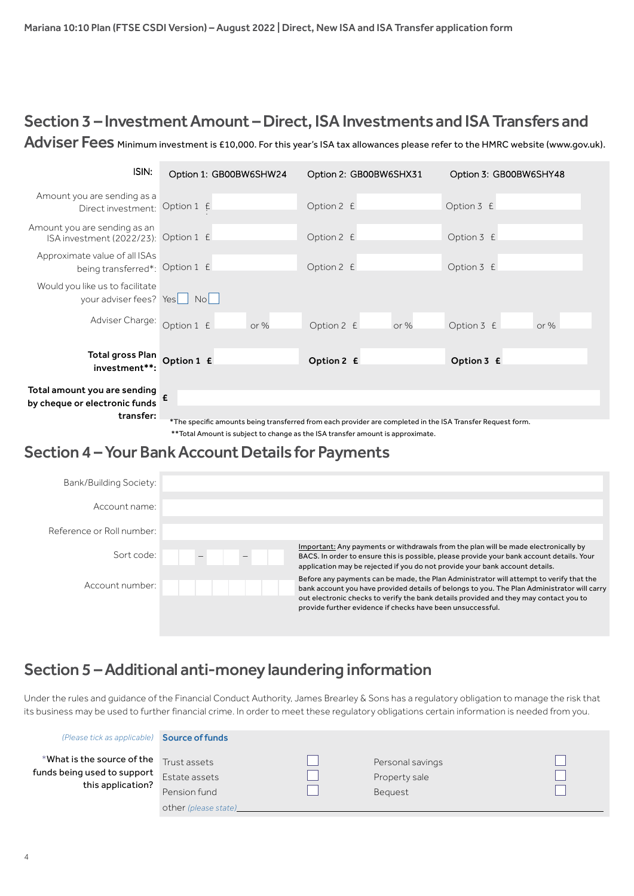## Section 3 – Investment Amount – Direct, ISA Investments and ISA Transfers and Adviser Fees

Minimum investment is £10,000. For this year's ISA tax allowances please refer to the HMRC website (www.gov.uk).

| ISIN: | Option 1: GB00BW6SHW24 | Option 2: GB00BW6SHX31 | Option 3: GB00BW6SHY48 |
|---|---|---|---|
| Amount you are sending as a Direct investment: | Option 1 £ | Option 2 £ | Option 3 £ |
| Amount you are sending as an ISA investment (2022/23): | Option 1 £ | Option 2 £ | Option 3 £ |
| Approximate value of all ISAs being transferred*: | Option 1 £ | Option 2 £ | Option 3 £ |
| Would you like us to facilitate your adviser fees? | Yes ☐ No ☐ | | |
| Adviser Charge: | Option 1 £ or % | Option 2 £ or % | Option 3 £ or % |
| **Total gross Plan investment\*\*:** | **Option 1 £** | **Option 2 £** | **Option 3 £** |
| **Total amount you are sending by cheque or electronic funds transfer:** | **£** | | |

*The specific amounts being transferred from each provider are completed in the ISA Transfer Request form.

**Total Amount is subject to change as the ISA transfer amount is approximate.

## Section 4 – Your Bank Account Details for Payments

Bank/Building Society:

Account name:

Reference or Roll number:

Sort code: __ __ – __ __ – __ __

Account number: __ __ __ __ __ __ __ __

Important: Any payments or withdrawals from the plan will be made electronically by BACS. In order to ensure this is possible, please provide your bank account details. Your application may be rejected if you do not provide your bank account details.

Before any payments can be made, the Plan Administrator will attempt to verify that the bank account you have provided details of belongs to you. The Plan Administrator will carry out electronic checks to verify the bank details provided and they may contact you to provide further evidence if checks have been unsuccessful.

## Section 5 – Additional anti-money laundering information

Under the rules and guidance of the Financial Conduct Authority, James Brearley & Sons has a regulatory obligation to manage the risk that its business may be used to further financial crime. In order to meet these regulatory obligations certain information is needed from you.

*(Please tick as applicable)* **Source of funds**

*What is the source of the funds being used to support this application?

| | | | |
|---|---|---|---|
| Trust assets | ☐ | Personal savings | ☐ |
| Estate assets | ☐ | Property sale | ☐ |
| Pension fund | ☐ | Bequest | ☐ |

other *(please state)* ______________________________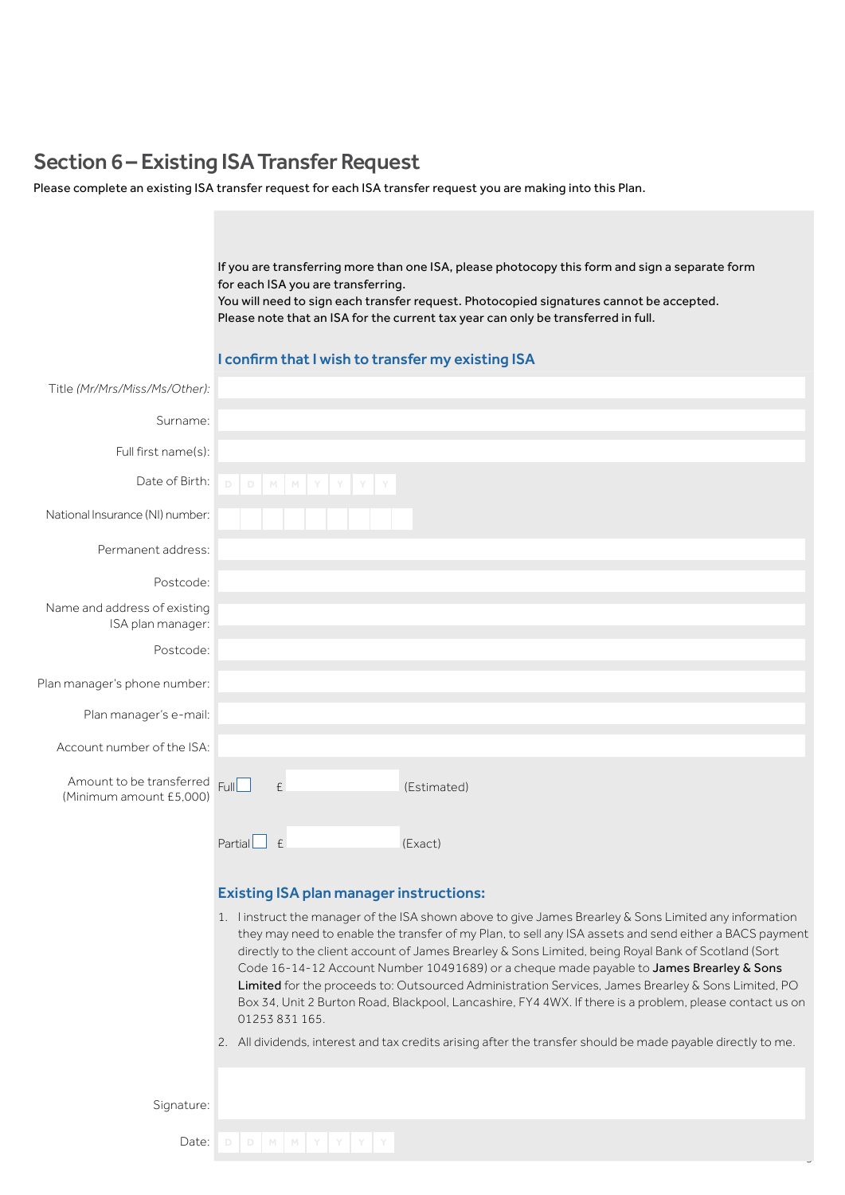## Section 6 – Existing ISA Transfer Request

Please complete an existing ISA transfer request for each ISA transfer request you are making into this Plan.

If you are transferring more than one ISA, please photocopy this form and sign a separate form for each ISA you are transferring.
You will need to sign each transfer request. Photocopied signatures cannot be accepted.
Please note that an ISA for the current tax year can only be transferred in full.

### I confirm that I wish to transfer my existing ISA

Title *(Mr/Mrs/Miss/Ms/Other)*:

Surname:

Full first name(s):

Date of Birth: D D M M Y Y Y Y

National Insurance (NI) number:

Permanent address:

Postcode:

Name and address of existing ISA plan manager:

Postcode:

Plan manager's phone number:

Plan manager's e-mail:

Account number of the ISA:

Amount to be transferred (Minimum amount £5,000)

Full ☐ £ (Estimated)

Partial ☐ £ (Exact)

### Existing ISA plan manager instructions:

1. I instruct the manager of the ISA shown above to give James Brearley & Sons Limited any information they may need to enable the transfer of my Plan, to sell any ISA assets and send either a BACS payment directly to the client account of James Brearley & Sons Limited, being Royal Bank of Scotland (Sort Code 16-14-12 Account Number 10491689) or a cheque made payable to **James Brearley & Sons Limited** for the proceeds to: Outsourced Administration Services, James Brearley & Sons Limited, PO Box 34, Unit 2 Burton Road, Blackpool, Lancashire, FY4 4WX. If there is a problem, please contact us on 01253 831 165.
2. All dividends, interest and tax credits arising after the transfer should be made payable directly to me.

Signature:

Date: D D M M Y Y Y Y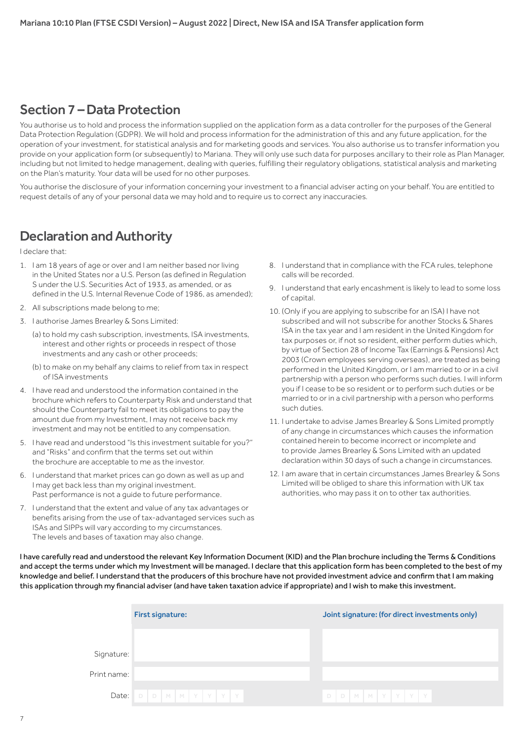## Section 7 – Data Protection

You authorise us to hold and process the information supplied on the application form as a data controller for the purposes of the General Data Protection Regulation (GDPR). We will hold and process information for the administration of this and any future application, for the operation of your investment, for statistical analysis and for marketing goods and services. You also authorise us to transfer information you provide on your application form (or subsequently) to Mariana. They will only use such data for purposes ancillary to their role as Plan Manager, including but not limited to hedge management, dealing with queries, fulfilling their regulatory obligations, statistical analysis and marketing on the Plan's maturity. Your data will be used for no other purposes.

You authorise the disclosure of your information concerning your investment to a financial adviser acting on your behalf. You are entitled to request details of any of your personal data we may hold and to require us to correct any inaccuracies.

## Declaration and Authority

I declare that:

1. I am 18 years of age or over and I am neither based nor living in the United States nor a U.S. Person (as defined in Regulation S under the U.S. Securities Act of 1933, as amended, or as defined in the U.S. Internal Revenue Code of 1986, as amended);
2. All subscriptions made belong to me;
3. I authorise James Brearley & Sons Limited:
   (a) to hold my cash subscription, investments, ISA investments, interest and other rights or proceeds in respect of those investments and any cash or other proceeds;
   (b) to make on my behalf any claims to relief from tax in respect of ISA investments
4. I have read and understood the information contained in the brochure which refers to Counterparty Risk and understand that should the Counterparty fail to meet its obligations to pay the amount due from my Investment, I may not receive back my investment and may not be entitled to any compensation.
5. I have read and understood "Is this investment suitable for you?" and "Risks" and confirm that the terms set out within the brochure are acceptable to me as the investor.
6. I understand that market prices can go down as well as up and I may get back less than my original investment. Past performance is not a guide to future performance.
7. I understand that the extent and value of any tax advantages or benefits arising from the use of tax-advantaged services such as ISAs and SIPPs will vary according to my circumstances. The levels and bases of taxation may also change.
8. I understand that in compliance with the FCA rules, telephone calls will be recorded.
9. I understand that early encashment is likely to lead to some loss of capital.
10. (Only if you are applying to subscribe for an ISA) I have not subscribed and will not subscribe for another Stocks & Shares ISA in the tax year and I am resident in the United Kingdom for tax purposes or, if not so resident, either perform duties which, by virtue of Section 28 of Income Tax (Earnings & Pensions) Act 2003 (Crown employees serving overseas), are treated as being performed in the United Kingdom, or I am married to or in a civil partnership with a person who performs such duties. I will inform you if I cease to be so resident or to perform such duties or be married to or in a civil partnership with a person who performs such duties.
11. I undertake to advise James Brearley & Sons Limited promptly of any change in circumstances which causes the information contained herein to become incorrect or incomplete and to provide James Brearley & Sons Limited with an updated declaration within 30 days of such a change in circumstances.
12. I am aware that in certain circumstances James Brearley & Sons Limited will be obliged to share this information with UK tax authorities, who may pass it on to other tax authorities.

**I have carefully read and understood the relevant Key Information Document (KID) and the Plan brochure including the Terms & Conditions and accept the terms under which my Investment will be managed. I declare that this application form has been completed to the best of my knowledge and belief. I understand that the producers of this brochure have not provided investment advice and confirm that I am making this application through my financial adviser (and have taken taxation advice if appropriate) and I wish to make this investment.**

| | First signature: | Joint signature: (for direct investments only) |
|---|---|---|
| Signature: | | |
| Print name: | | |
| Date: | D D M M Y Y Y Y | D D M M Y Y Y Y |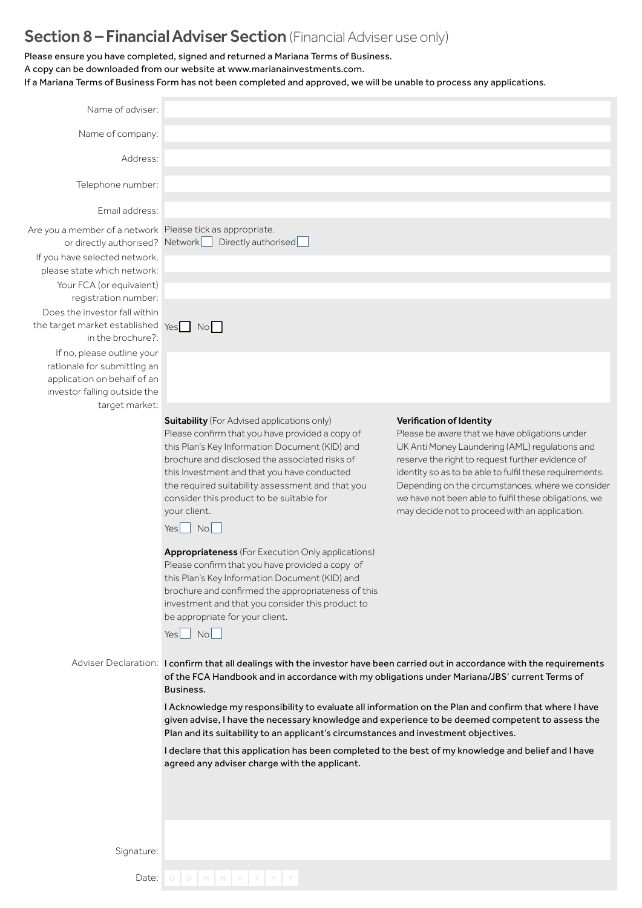## Section 8 – Financial Adviser Section (Financial Adviser use only)

Please ensure you have completed, signed and returned a Mariana Terms of Business.
A copy can be downloaded from our website at www.marianainvestments.com.
If a Mariana Terms of Business Form has not been completed and approved, we will be unable to process any applications.

Name of adviser:

Name of company:

Address:

Telephone number:

Email address:

Are you a member of a network or directly authorised? Please tick as appropriate.
Network ☐ Directly authorised ☐

If you have selected network, please state which network:

Your FCA (or equivalent) registration number:

Does the investor fall within the target market established in the brochure?: Yes ☐ No ☐

If no, please outline your rationale for submitting an application on behalf of an investor falling outside the target market:

**Suitability** (For Advised applications only)
Please confirm that you have provided a copy of this Plan's Key Information Document (KID) and brochure and disclosed the associated risks of this Investment and that you have conducted the required suitability assessment and that you consider this product to be suitable for your client.

Yes ☐ No ☐

**Appropriateness** (For Execution Only applications)
Please confirm that you have provided a copy of this Plan's Key Information Document (KID) and brochure and confirmed the appropriateness of this investment and that you consider this product to be appropriate for your client.

Yes ☐ No ☐

**Verification of Identity**
Please be aware that we have obligations under UK Anti Money Laundering (AML) regulations and reserve the right to request further evidence of identity so as to be able to fulfil these requirements. Depending on the circumstances, where we consider we have not been able to fulfil these obligations, we may decide not to proceed with an application.

Adviser Declaration: I confirm that all dealings with the investor have been carried out in accordance with the requirements of the FCA Handbook and in accordance with my obligations under Mariana/JBS' current Terms of Business.

I Acknowledge my responsibility to evaluate all information on the Plan and confirm that where I have given advise, I have the necessary knowledge and experience to be deemed competent to assess the Plan and its suitability to an applicant's circumstances and investment objectives.

I declare that this application has been completed to the best of my knowledge and belief and I have agreed any adviser charge with the applicant.

Signature:

Date: D D M M Y Y Y Y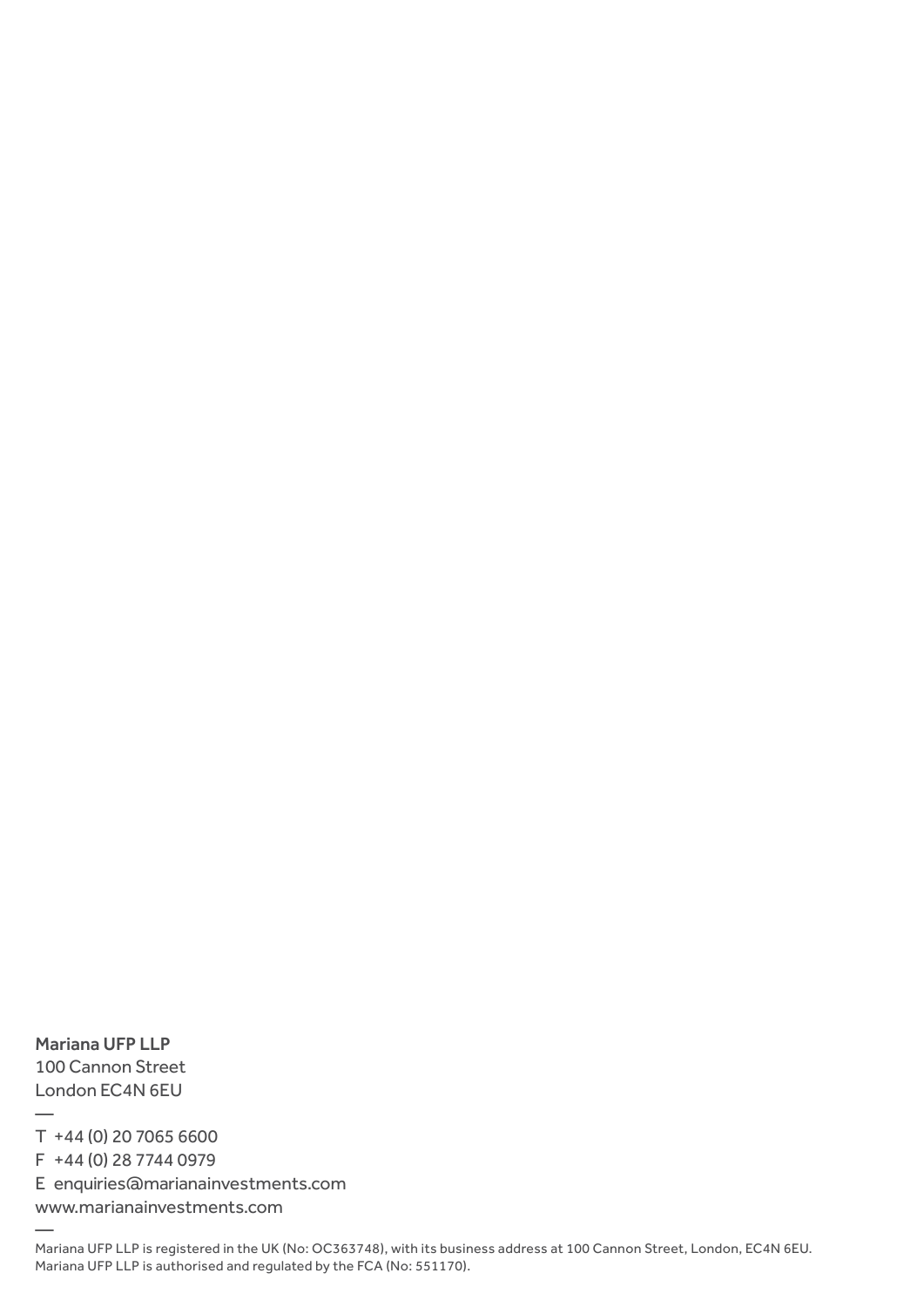**Mariana UFP LLP**
100 Cannon Street
London EC4N 6EU

—

T +44 (0) 20 7065 6600
F +44 (0) 28 7744 0979
E enquiries@marianainvestments.com
www.marianainvestments.com

—

Mariana UFP LLP is registered in the UK (No: OC363748), with its business address at 100 Cannon Street, London, EC4N 6EU.
Mariana UFP LLP is authorised and regulated by the FCA (No: 551170).